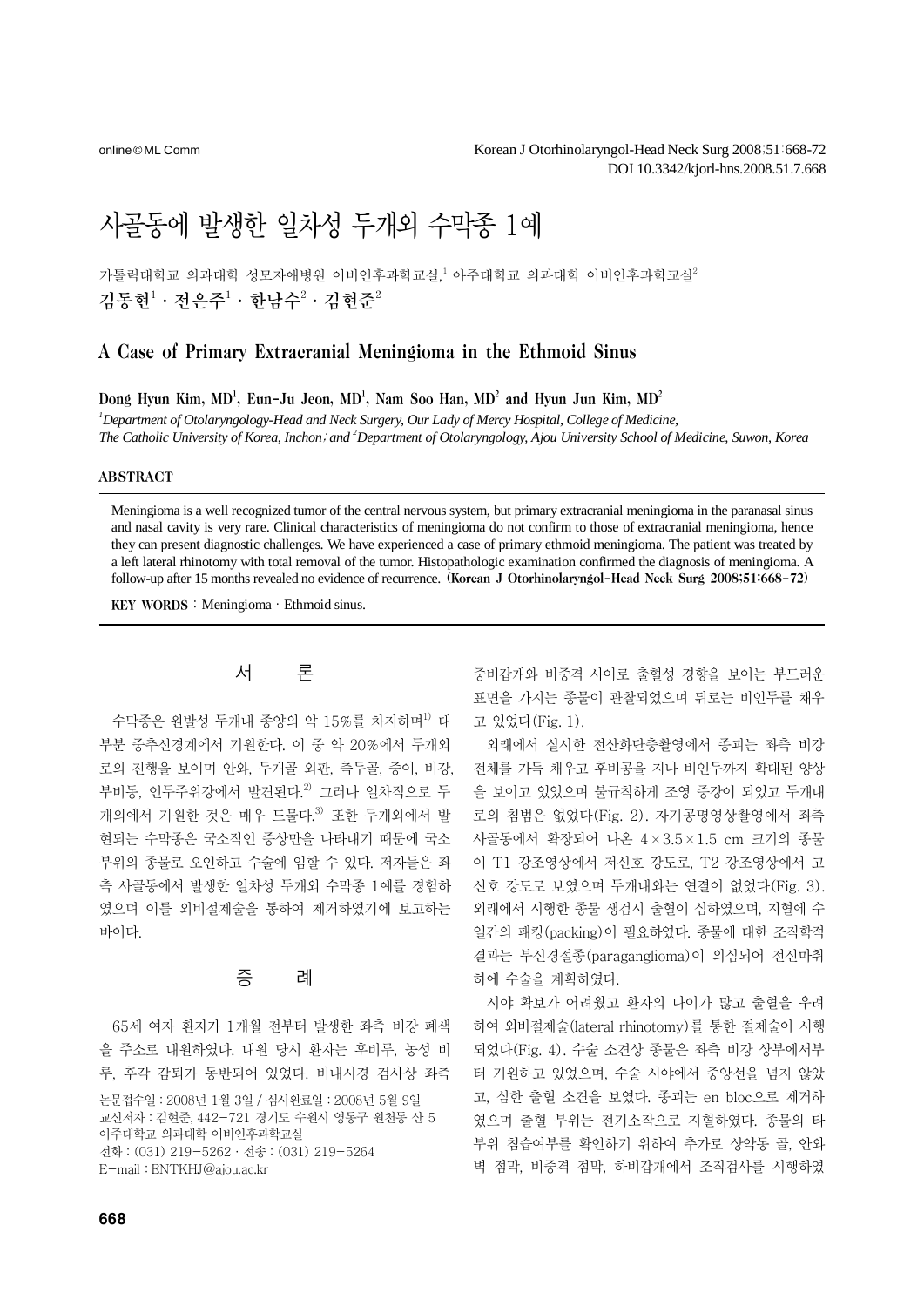# 사골동에 발생한 일차성 두개외 수막종 1예

가톨릭대학교 의과대학 성모자애병원 이비인후과학교실,[1] 아주대학교 의과대학 이비인후과학교실[2]

**김동현[1] · 전은주[1] · 한남수[2] · 김현준[2]**

## A Case of Primary Extracranial Meningioma in the Ethmoid Sinus

**Dong Hyun Kim, MD[1], Eun-Ju Jeon, MD[1], Nam Soo Han, MD[2] and Hyun Jun Kim, MD[2]**

*[1]Department of Otolaryngology-Head and Neck Surgery, Our Lady of Mercy Hospital, College of Medicine, The Catholic University of Korea, Inchon; and [2]Department of Otolaryngology, Ajou University School of Medicine, Suwon, Korea*

### ABSTRACT

Meningioma is a well recognized tumor of the central nervous system, but primary extracranial meningioma in the paranasal sinus and nasal cavity is very rare. Clinical characteristics of meningioma do not confirm to those of extracranial meningioma, hence they can present diagnostic challenges. We have experienced a case of primary ethmoid meningioma. The patient was treated by a left lateral rhinotomy with total removal of the tumor. Histopathologic examination confirmed the diagnosis of meningioma. A follow-up after 15 months revealed no evidence of recurrence. **(Korean J Otorhinolaryngol-Head Neck Surg 2008;51:668-72)**

**KEY WORDS** : Meningioma · Ethmoid sinus.

## 서 론

수막종은 원발성 두개내 종양의 약 15%를 차지하며[1] 대부분 중추신경계에서 기원한다. 이 중 약 20%에서 두개외로의 진행을 보이며 안와, 두개골 외판, 측두골, 중이, 비강, 부비동, 인두주위강에서 발견된다.[2] 그러나 일차적으로 두개외에서 기원한 것은 매우 드물다.[3] 또한 두개외에서 발현되는 수막종은 국소적인 증상만을 나타내기 때문에 국소부위의 종물로 오인하고 수술에 임할 수 있다. 저자들은 좌측 사골동에서 발생한 일차성 두개외 수막종 1예를 경험하였으며 이를 외비절제술을 통하여 제거하였기에 보고하는 바이다.

## 증 례

65세 여자 환자가 1개월 전부터 발생한 좌측 비강 폐색을 주소로 내원하였다. 내원 당시 환자는 후비루, 농성 비루, 후각 감퇴가 동반되어 있었다. 비내시경 검사상 좌측 중비갑개와 비중격 사이로 출혈성 경향을 보이는 부드러운 표면을 가지는 종물이 관찰되었으며 뒤로는 비인두를 채우고 있었다(Fig. 1).

외래에서 실시한 전산화단층촬영에서 종괴는 좌측 비강 전체를 가득 채우고 후비공을 지나 비인두까지 확대된 양상을 보이고 있었으며 불규칙하게 조영 증강이 되었고 두개내로의 침범은 없었다(Fig. 2). 자기공명영상촬영에서 좌측 사골동에서 확장되어 나온 4×3.5×1.5 cm 크기의 종물이 T1 강조영상에서 저신호 강도로, T2 강조영상에서 고신호 강도로 보였으며 두개내와는 연결이 없었다(Fig. 3). 외래에서 시행한 종물 생검시 출혈이 심하였으며, 지혈에 수일간의 패킹(packing)이 필요하였다. 종물에 대한 조직학적 결과는 부신경절종(paraganglioma)이 의심되어 전신마취하에 수술을 계획하였다.

시야 확보가 어려웠고 환자의 나이가 많고 출혈을 우려하여 외비절제술(lateral rhinotomy)를 통한 절제술이 시행되었다(Fig. 4). 수술 소견상 종물은 좌측 비강 상부에서부터 기원하고 있었으며, 수술 시야에서 중앙선을 넘지 않았고, 심한 출혈 소견을 보였다. 종괴는 en bloc으로 제거하였으며 출혈 부위는 전기소작으로 지혈하였다. 종물의 타부위 침습여부를 확인하기 위하여 추가로 상악동 골, 안와벽 점막, 비중격 점막, 하비갑개에서 조직검사를 시행하였

논문접수일 : 2008년 1월 3일 / 심사완료일 : 2008년 5월 9일
교신저자 : 김현준, 442-721 경기도 수원시 영통구 원천동 산 5
아주대학교 의과대학 이비인후과학교실
전화 : (031) 219-5262 · 전송 : (031) 219-5264
E-mail : ENTKHJ@ajou.ac.kr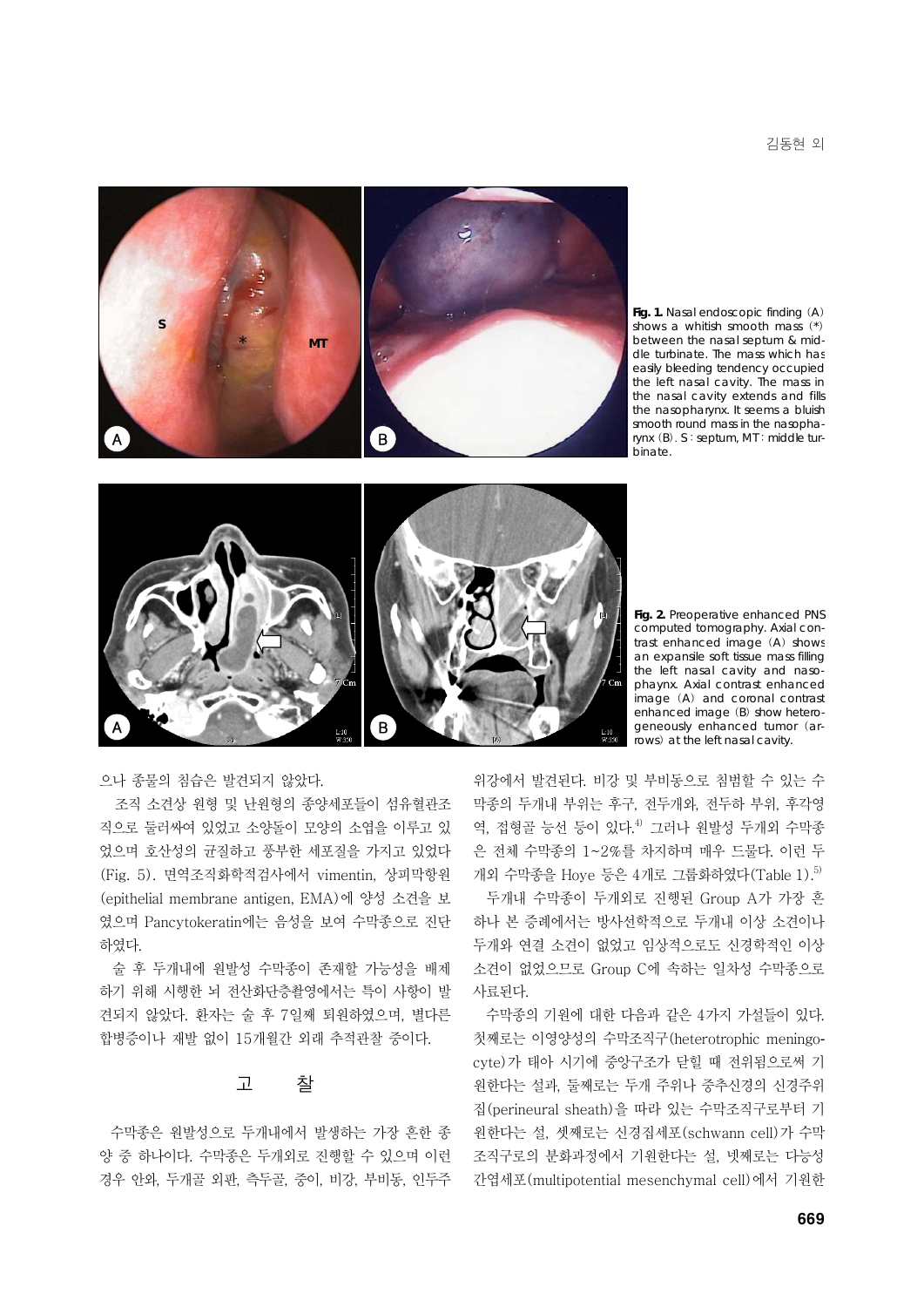Fig. 1. Nasal endoscopic finding (A) shows a whitish smooth mass (*) between the nasal septum & middle turbinate. The mass which has easily bleeding tendency occupied the left nasal cavity. The mass in the nasal cavity extends and fills the nasopharynx. It seems a bluish smooth round mass in the nasopharynx (B). S : septum, MT : middle turbinate.

Fig. 2. Preoperative enhanced PNS computed tomography. Axial contrast enhanced image (A) shows an expansile soft tissue mass filling the left nasal cavity and nasopharynx. Axial contrast enhanced image (A) and coronal contrast enhanced image (B) show heterogeneously enhanced tumor (arrows) at the left nasal cavity.

으나 종물의 침습은 발견되지 않았다.

조직 소견상 원형 및 난원형의 종양세포들이 섬유혈관조직으로 둘러싸여 있었고 소양돌이 모양의 소엽을 이루고 있었으며 호산성의 균질하고 풍부한 세포질을 가지고 있었다(Fig. 5). 면역조직화학적검사에서 vimentin, 상피막항원(epithelial membrane antigen, EMA)에 양성 소견을 보였으며 Pancytokeratin에는 음성을 보여 수막종으로 진단하였다.

술 후 두개내에 원발성 수막종이 존재할 가능성을 배제하기 위해 시행한 뇌 전산화단층촬영에서는 특이 사항이 발견되지 않았다. 환자는 술 후 7일째 퇴원하였으며, 별다른 합병증이나 재발 없이 15개월간 외래 추적관찰 중이다.

## 고 찰

수막종은 원발성으로 두개내에서 발생하는 가장 흔한 종양 중 하나이다. 수막종은 두개외로 진행할 수 있으며 이런 경우 안와, 두개골 외판, 측두골, 중이, 비강, 부비동, 인두주위강에서 발견된다. 비강 및 부비동으로 침범할 수 있는 수막종의 두개내 부위는 후구, 전두개와, 전두하 부위, 후각영역, 접형골 능선 등이 있다.[4] 그러나 원발성 두개외 수막종은 전체 수막종의 1~2%를 차지하며 매우 드물다. 이런 두개외 수막종을 Hoye 등은 4개로 그룹화하였다(Table 1).[5]

두개내 수막종이 두개외로 진행된 Group A가 가장 흔하나 본 증례에서는 방사선학적으로 두개내 이상 소견이나 두개와 연결 소견이 없었고 임상적으로도 신경학적인 이상 소견이 없었으므로 Group C에 속하는 일차성 수막종으로 사료된다.

수막종의 기원에 대한 다음과 같은 4가지 가설들이 있다. 첫째로는 이영양성의 수막조직구(heterotrophic meningocyte)가 태아 시기에 중앙구조가 닫힐 때 전위됨으로써 기원한다는 설과, 둘째로는 두개 주위나 중추신경의 신경주위집(perineural sheath)을 따라 있는 수막조직구로부터 기원한다는 설, 셋째로는 신경집세포(schwann cell)가 수막조직구로의 분화과정에서 기원한다는 설, 넷째로는 다능성 간엽세포(multipotential mesenchymal cell)에서 기원한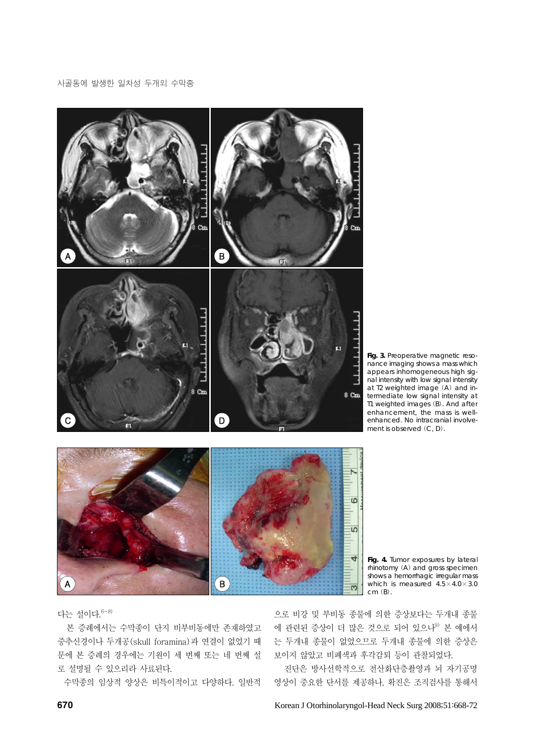**Fig. 3.** Preoperative magnetic resonance imaging shows a mass which appears inhomogeneous high signal intensity with low signal intensity at T2 weighted image (A) and intermediate low signal intensity at T1 weighted images (B). And after enhancement, the mass is well-enhanced. No intracranial involvement is observed (C, D).

**Fig. 4.** Tumor exposures by lateral rhinotomy (A) and gross specimen shows a hemorrhagic irregular mass which is measured 4.5×4.0×3.0 cm (B).

다는 설이다.[6-8)]

본 증례에서는 수막종이 단지 비부비동에만 존재하였고 중추신경이나 두개공(skull foramina)과 연결이 없었기 때문에 본 증례의 경우에는 기원이 세 번째 또는 네 번째 설로 설명될 수 있으리라 사료된다.

수막종의 임상적 양상은 비특이적이고 다양하다. 일반적으로 비강 및 부비동 종물에 의한 증상보다는 두개내 종물에 관련된 증상이 더 많은 것으로 되어 있으나[9)] 본 예에서는 두개내 종물이 없었으므로 두개내 종물에 의한 증상은 보이지 않았고 비폐색과 후각감퇴 등이 관찰되었다.

진단은 방사선학적으로 전산화단층촬영과 뇌 자기공명영상이 중요한 단서를 제공하나, 확진은 조직검사를 통해서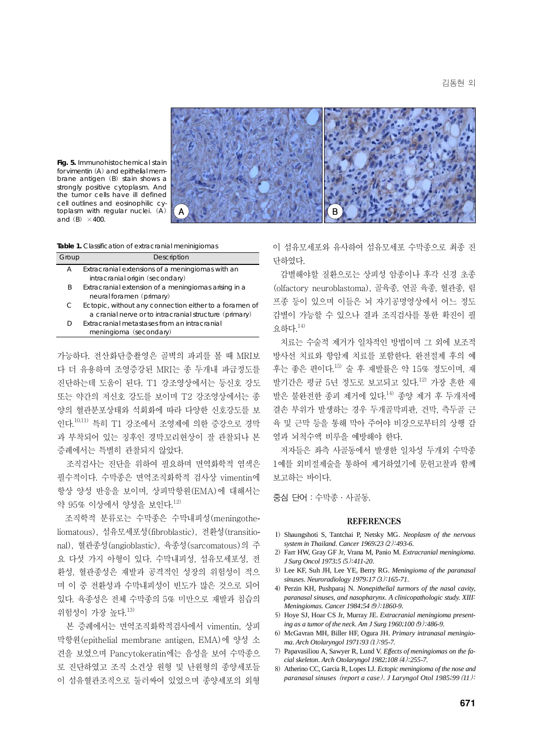**Fig. 5.** Immunohistochemical stain for vimentin (A) and epithelial membrane antigen (B) stain shows a strongly positive cytoplasm. And the tumor cells have ill defined cell outlines and eosinophilic cytoplasm with regular nuclei. (A) and (B) ×400.

**Table 1.** Classification of extracranial meninigiomas

| Group | Description |
|---|---|
| A | Extracranial extensions of a meningiomas with an intracranial origin (secondary) |
| B | Extracranial extension of a meningiomas arising in a neural foramen (primary) |
| C | Ectopic, without any connection either to a foramen of a cranial nerve or to intracranial structure (primary) |
| D | Extracranial metastases from an intracranial meningioma (secondary) |

가능하다. 전산화단층촬영은 골벽의 파괴를 볼 때 MRI보다 더 유용하며 조영증강된 MRI는 종 두개내 파급정도를 진단하는데 도움이 된다. T1 강조영상에서는 등신호 강도 또는 약간의 저신호 강도를 보이며 T2 강조영상에서는 종양의 혈관분포상태와 석회화에 따라 다양한 신호강도를 보인다.[10,11] 특히 T1 강조에서 조영제에 의한 증강으로 경막과 부착되어 있는 징후인 경막꼬리현상이 잘 관찰되나 본 증례에서는 특별히 관찰되지 않았다.

조직검사는 진단을 위하여 필요하며 면역화학적 염색은 필수적이다. 수막종은 면역조직화학적 검사상 vimentin에 항상 양성 반응을 보이며, 상피막항원(EMA)에 대해서는 약 95% 이상에서 양성을 보인다.[12]

조직학적 분류로는 수막종은 수막내피성(meningotheliomatous), 섬유모세포성(fibroblastic), 전환성(transitional), 혈관종성(angioblastic), 육종성(sarcomatous)의 주요 다섯 가지 아형이 있다. 수막내피성, 섬유모세포성, 전환성, 혈관종성은 재발과 공격적인 성장의 위험성이 적으며 이 중 전환성과 수막내피성이 빈도가 많은 것으로 되어있다. 육종성은 전체 수막종의 5% 미만으로 재발과 침습의 위험성이 가장 높다.[13]

본 증례에서는 면역조직화학적검사에서 vimentin, 상피막항원(epithelial membrane antigen, EMA)에 양성 소견을 보였으며 Pancytokeratin에는 음성을 보여 수막종으로 진단하였고 조직 소견상 원형 및 난원형의 종양세포들이 섬유혈관조직으로 둘러싸여 있었으며 종양세포의 외형이 섬유모세포와 유사하여 섬유모세포 수막종으로 최종 진단하였다.

감별해야할 질환으로는 상피성 암종이나 후각 신경 초종(olfactory neuroblastoma), 골육종, 연골 육종, 혈관종, 림프종 등이 있으며 이들은 뇌 자기공명영상에서 어느 정도 감별이 가능할 수 있으나 결과 조직검사를 통한 확진이 필요하다.[14]

치료는 수술적 제거가 일차적인 방법이며 그 외에 보조적 방사선 치료와 항암제 치료를 포함한다. 완전절제 후의 예후는 좋은 편이다.[15] 술 후 재발률은 약 15% 정도이며, 재발기간은 평균 5년 정도로 보고되고 있다.[12] 가장 흔한 재발은 불완전한 종괴 제거에 있다.[14] 종양 제거 후 두개저에 결손 부위가 발생하는 경우 두개골막피판, 건막, 측두골 근육 및 근막 등을 통해 막아 주어야 비강으로부터의 상행 감염과 뇌척수액 비루을 예방해야 한다.

저자들은 좌측 사골동에서 발생한 일차성 두개외 수막종 1예를 외비절제술을 통하여 제거하였기에 문헌고찰과 함께 보고하는 바이다.

중심 단어 : 수막종 · 사골동.

## REFERENCES

1) Shaungshoti S, Tantchai P, Netsky MG. *Neoplasm of the nervous system in Thailand. Cancer 1969;23 (2):493-6.*
2) Farr HW, Gray GF Jr, Vrana M, Panio M. *Extracranial meningioma. J Surg Oncol 1973;5 (5):411-20.*
3) Lee KF, Suh JH, Lee YE, Berry RG. *Meningioma of the paranasal sinuses. Neuroradiology 1979;17 (3):165-71.*
4) Perzin KH, Pushparaj N. *Nonepithelial turmors of the nasal cavity, paranasal sinuses, and nasopharynx. A clinicopathologic study. XIII: Meningiomas. Cancer 1984;54 (9):1860-9.*
5) Hoye SJ, Hoar CS Jr, Murray JE. *Extracranial meningioma presenting as a tumor of the neck. Am J Surg 1960;100 (9):486-9.*
6) McGavran MH, Biller HF, Ogura JH. *Primary intranasal meningioma. Arch Otolaryngol 1971;93 (1):95-7.*
7) Papavasiliou A, Sawyer R, Lund V. *Effects of meningiomas on the facial skeleton. Arch Otolaryngol 1982;108 (4):255-7.*
8) Atherino CC, Garcia R, Lopes LJ. *Ectopic meningioma of the nose and paranasal sinuses (report a case). J Laryngol Otol 1985;99 (11):*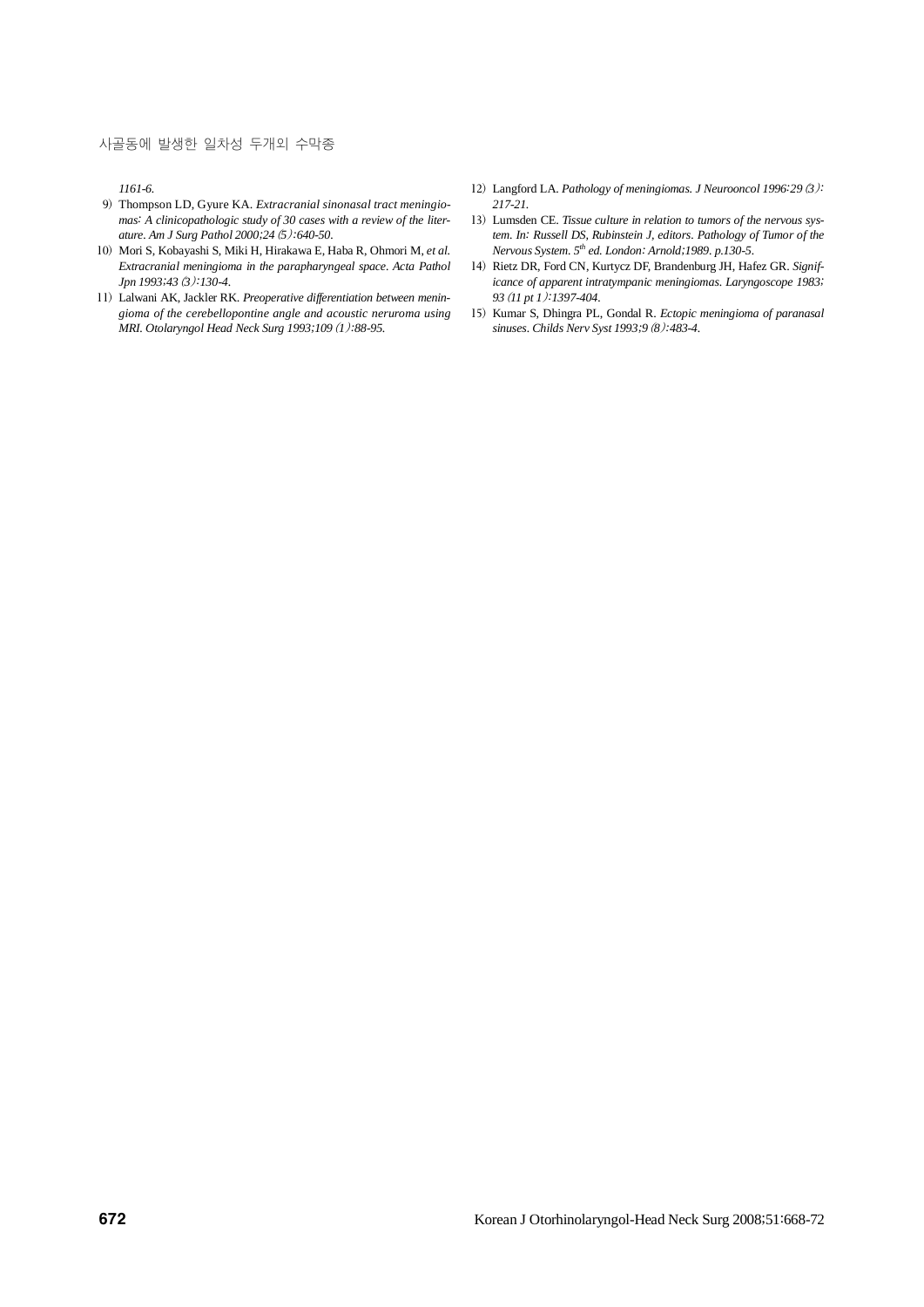1161-6.

9) Thompson LD, Gyure KA. *Extracranial sinonasal tract meningiomas: A clinicopathologic study of 30 cases with a review of the literature. Am J Surg Pathol 2000;24(5):640-50.*

10) Mori S, Kobayashi S, Miki H, Hirakawa E, Haba R, Ohmori M, *et al. Extracranial meningioma in the parapharyngeal space. Acta Pathol Jpn 1993;43(3):130-4.*

11) Lalwani AK, Jackler RK. *Preoperative differentiation between meningioma of the cerebellopontine angle and acoustic neruroma using MRI. Otolaryngol Head Neck Surg 1993;109(1):88-95.*

12) Langford LA. *Pathology of meningiomas. J Neurooncol 1996;29(3):217-21.*

13) Lumsden CE. *Tissue culture in relation to tumors of the nervous system. In: Russell DS, Rubinstein J, editors. Pathology of Tumor of the Nervous System. 5th ed. London: Arnold;1989. p.130-5.*

14) Rietz DR, Ford CN, Kurtycz DF, Brandenburg JH, Hafez GR. *Significance of apparent intratympanic meningiomas. Laryngoscope 1983;93(11 pt 1):1397-404.*

15) Kumar S, Dhingra PL, Gondal R. *Ectopic meningioma of paranasal sinuses. Childs Nerv Syst 1993;9(8):483-4.*